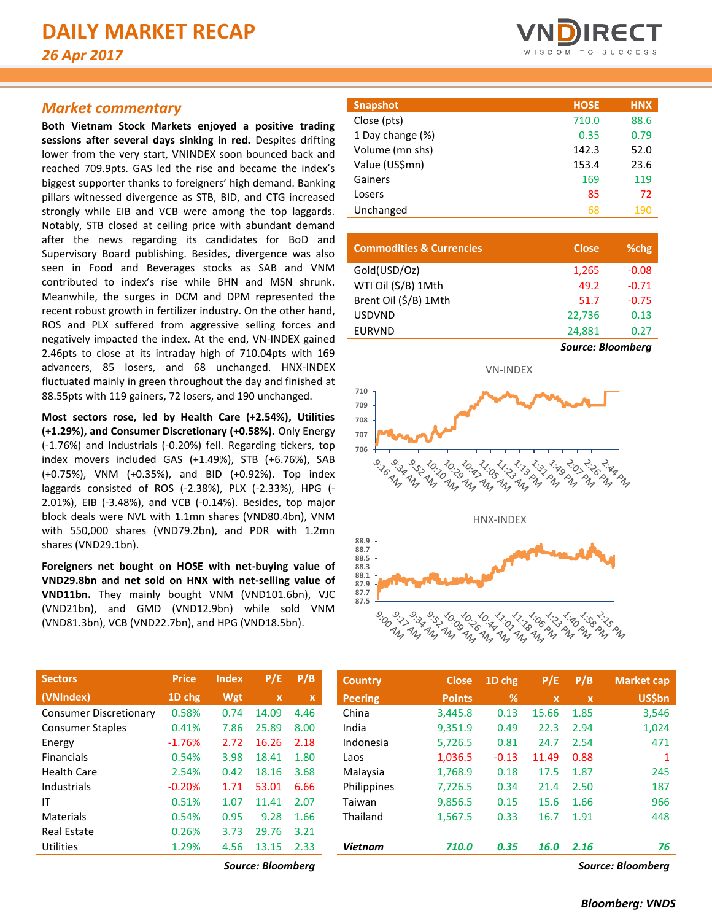# DAILY MARKET RECAP

*26 Apr 2017*

## *Market commentary*

**Both Vietnam Stock Markets enjoyed a positive trading sessions after several days sinking in red.** Despites drifting lower from the very start, VNINDEX soon bounced back and reached 709.9pts. GAS led the rise and became the index's biggest supporter thanks to foreigners' high demand. Banking pillars witnessed divergence as STB, BID, and CTG increased strongly while EIB and VCB were among the top laggards. Notably, STB closed at ceiling price with abundant demand after the news regarding its candidates for BoD and Supervisory Board publishing. Besides, divergence was also seen in Food and Beverages stocks as SAB and VNM contributed to index's rise while BHN and MSN shrunk. Meanwhile, the surges in DCM and DPM represented the recent robust growth in fertilizer industry. On the other hand, ROS and PLX suffered from aggressive selling forces and negatively impacted the index. At the end, VN-INDEX gained 2.46pts to close at its intraday high of 710.04pts with 169 advancers, 85 losers, and 68 unchanged. HNX-INDEX fluctuated mainly in green throughout the day and finished at 88.55pts with 119 gainers, 72 losers, and 190 unchanged.

**Most sectors rose, led by Health Care (+2.54%), Utilities (+1.29%), and Consumer Discretionary (+0.58%).** Only Energy (-1.76%) and Industrials (-0.20%) fell. Regarding tickers, top index movers included GAS (+1.49%), STB (+6.76%), SAB (+0.75%), VNM (+0.35%), and BID (+0.92%). Top index laggards consisted of ROS (-2.38%), PLX (-2.33%), HPG (-2.01%), EIB (-3.48%), and VCB (-0.14%). Besides, top major block deals were NVL with 1.1mn shares (VND80.4bn), VNM with 550,000 shares (VND79.2bn), and PDR with 1.2mn shares (VND29.1bn).

**Foreigners net bought on HOSE with net-buying value of VND29.8bn and net sold on HNX with net-selling value of VND11bn.** They mainly bought VNM (VND101.6bn), VJC (VND21bn), and GMD (VND12.9bn) while sold VNM (VND81.3bn), VCB (VND22.7bn), and HPG (VND18.5bn).

| Snapshot | HOSE | HNX |
|---|---|---|
| Close (pts) | 710.0 | 88.6 |
| 1 Day change (%) | 0.35 | 0.79 |
| Volume (mn shs) | 142.3 | 52.0 |
| Value (US$mn) | 153.4 | 23.6 |
| Gainers | 169 | 119 |
| Losers | 85 | 72 |
| Unchanged | 68 | 190 |

| Commodities & Currencies | Close | %chg |
|---|---|---|
| Gold(USD/Oz) | 1,265 | -0.08 |
| WTI Oil ($/B) 1Mth | 49.2 | -0.71 |
| Brent Oil ($/B) 1Mth | 51.7 | -0.75 |
| USDVND | 22,736 | 0.13 |
| EURVND | 24,881 | 0.27 |

*Source: Bloomberg*

VN-INDEX

HNX-INDEX

| Sectors (VNIndex) | Price 1D chg | Index Wgt | P/E x | P/B x |
|---|---|---|---|---|
| Consumer Discretionary | 0.58% | 0.74 | 14.09 | 4.46 |
| Consumer Staples | 0.41% | 7.86 | 25.89 | 8.00 |
| Energy | -1.76% | 2.72 | 16.26 | 2.18 |
| Financials | 0.54% | 3.98 | 18.41 | 1.80 |
| Health Care | 2.54% | 0.42 | 18.16 | 3.68 |
| Industrials | -0.20% | 1.71 | 53.01 | 6.66 |
| IT | 0.51% | 1.07 | 11.41 | 2.07 |
| Materials | 0.54% | 0.95 | 9.28 | 1.66 |
| Real Estate | 0.26% | 3.73 | 29.76 | 3.21 |
| Utilities | 1.29% | 4.56 | 13.15 | 2.33 |

*Source: Bloomberg*

| Country Peering | Close Points | 1D chg % | P/E x | P/B x | Market cap US$bn |
|---|---|---|---|---|---|
| China | 3,445.8 | 0.13 | 15.66 | 1.85 | 3,546 |
| India | 9,351.9 | 0.49 | 22.3 | 2.94 | 1,024 |
| Indonesia | 5,726.5 | 0.81 | 24.7 | 2.54 | 471 |
| Laos | 1,036.5 | -0.13 | 11.49 | 0.88 | 1 |
| Malaysia | 1,768.9 | 0.18 | 17.5 | 1.87 | 245 |
| Philippines | 7,726.5 | 0.34 | 21.4 | 2.50 | 187 |
| Taiwan | 9,856.5 | 0.15 | 15.6 | 1.66 | 966 |
| Thailand | 1,567.5 | 0.33 | 16.7 | 1.91 | 448 |
| ***Vietnam*** | ***710.0*** | ***0.35*** | ***16.0*** | ***2.16*** | ***76*** |

*Source: Bloomberg*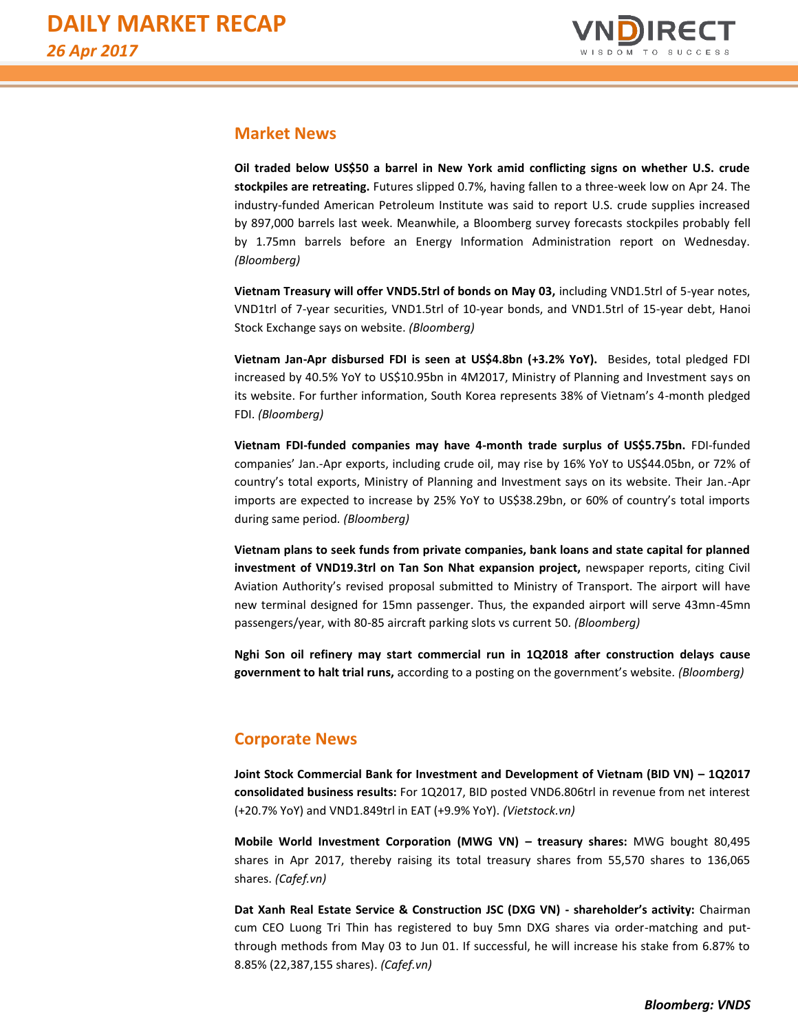## Market News

**Oil traded below US$50 a barrel in New York amid conflicting signs on whether U.S. crude stockpiles are retreating.** Futures slipped 0.7%, having fallen to a three-week low on Apr 24. The industry-funded American Petroleum Institute was said to report U.S. crude supplies increased by 897,000 barrels last week. Meanwhile, a Bloomberg survey forecasts stockpiles probably fell by 1.75mn barrels before an Energy Information Administration report on Wednesday. *(Bloomberg)*

**Vietnam Treasury will offer VND5.5trl of bonds on May 03,** including VND1.5trl of 5-year notes, VND1trl of 7-year securities, VND1.5trl of 10-year bonds, and VND1.5trl of 15-year debt, Hanoi Stock Exchange says on website. *(Bloomberg)*

**Vietnam Jan-Apr disbursed FDI is seen at US$4.8bn (+3.2% YoY).** Besides, total pledged FDI increased by 40.5% YoY to US$10.95bn in 4M2017, Ministry of Planning and Investment says on its website. For further information, South Korea represents 38% of Vietnam's 4-month pledged FDI. *(Bloomberg)*

**Vietnam FDI-funded companies may have 4-month trade surplus of US$5.75bn.** FDI-funded companies' Jan.-Apr exports, including crude oil, may rise by 16% YoY to US$44.05bn, or 72% of country's total exports, Ministry of Planning and Investment says on its website. Their Jan.-Apr imports are expected to increase by 25% YoY to US$38.29bn, or 60% of country's total imports during same period. *(Bloomberg)*

**Vietnam plans to seek funds from private companies, bank loans and state capital for planned investment of VND19.3trl on Tan Son Nhat expansion project,** newspaper reports, citing Civil Aviation Authority's revised proposal submitted to Ministry of Transport. The airport will have new terminal designed for 15mn passenger. Thus, the expanded airport will serve 43mn-45mn passengers/year, with 80-85 aircraft parking slots vs current 50. *(Bloomberg)*

**Nghi Son oil refinery may start commercial run in 1Q2018 after construction delays cause government to halt trial runs,** according to a posting on the government's website. *(Bloomberg)*

## Corporate News

**Joint Stock Commercial Bank for Investment and Development of Vietnam (BID VN) – 1Q2017 consolidated business results:** For 1Q2017, BID posted VND6.806trl in revenue from net interest (+20.7% YoY) and VND1.849trl in EAT (+9.9% YoY). *(Vietstock.vn)*

**Mobile World Investment Corporation (MWG VN) – treasury shares:** MWG bought 80,495 shares in Apr 2017, thereby raising its total treasury shares from 55,570 shares to 136,065 shares. *(Cafef.vn)*

**Dat Xanh Real Estate Service & Construction JSC (DXG VN) - shareholder's activity:** Chairman cum CEO Luong Tri Thin has registered to buy 5mn DXG shares via order-matching and put-through methods from May 03 to Jun 01. If successful, he will increase his stake from 6.87% to 8.85% (22,387,155 shares). *(Cafef.vn)*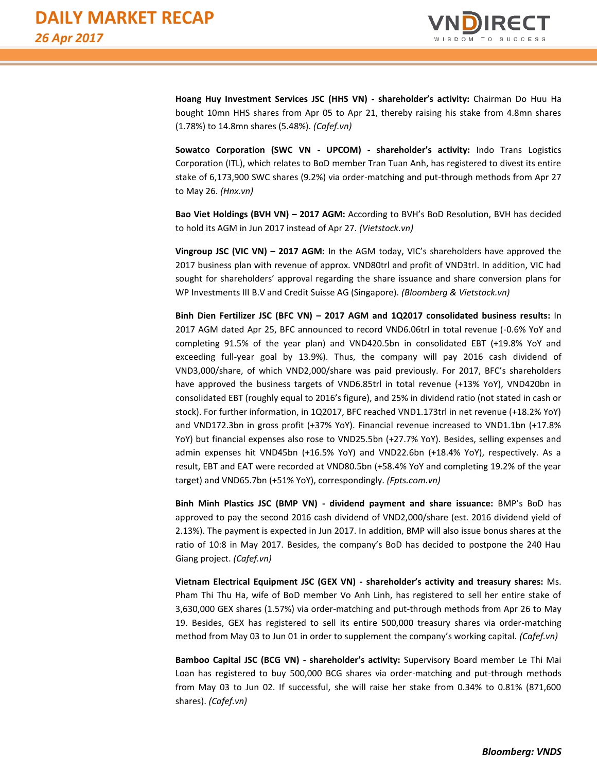**Hoang Huy Investment Services JSC (HHS VN) - shareholder's activity:** Chairman Do Huu Ha bought 10mn HHS shares from Apr 05 to Apr 21, thereby raising his stake from 4.8mn shares (1.78%) to 14.8mn shares (5.48%). *(Cafef.vn)*

**Sowatco Corporation (SWC VN - UPCOM) - shareholder's activity:** Indo Trans Logistics Corporation (ITL), which relates to BoD member Tran Tuan Anh, has registered to divest its entire stake of 6,173,900 SWC shares (9.2%) via order-matching and put-through methods from Apr 27 to May 26. *(Hnx.vn)*

**Bao Viet Holdings (BVH VN) – 2017 AGM:** According to BVH's BoD Resolution, BVH has decided to hold its AGM in Jun 2017 instead of Apr 27. *(Vietstock.vn)*

**Vingroup JSC (VIC VN) – 2017 AGM:** In the AGM today, VIC's shareholders have approved the 2017 business plan with revenue of approx. VND80trl and profit of VND3trl. In addition, VIC had sought for shareholders' approval regarding the share issuance and share conversion plans for WP Investments III B.V and Credit Suisse AG (Singapore). *(Bloomberg & Vietstock.vn)*

**Binh Dien Fertilizer JSC (BFC VN) – 2017 AGM and 1Q2017 consolidated business results:** In 2017 AGM dated Apr 25, BFC announced to record VND6.06trl in total revenue (-0.6% YoY and completing 91.5% of the year plan) and VND420.5bn in consolidated EBT (+19.8% YoY and exceeding full-year goal by 13.9%). Thus, the company will pay 2016 cash dividend of VND3,000/share, of which VND2,000/share was paid previously. For 2017, BFC's shareholders have approved the business targets of VND6.85trl in total revenue (+13% YoY), VND420bn in consolidated EBT (roughly equal to 2016's figure), and 25% in dividend ratio (not stated in cash or stock). For further information, in 1Q2017, BFC reached VND1.173trl in net revenue (+18.2% YoY) and VND172.3bn in gross profit (+37% YoY). Financial revenue increased to VND1.1bn (+17.8% YoY) but financial expenses also rose to VND25.5bn (+27.7% YoY). Besides, selling expenses and admin expenses hit VND45bn (+16.5% YoY) and VND22.6bn (+18.4% YoY), respectively. As a result, EBT and EAT were recorded at VND80.5bn (+58.4% YoY and completing 19.2% of the year target) and VND65.7bn (+51% YoY), correspondingly. *(Fpts.com.vn)*

**Binh Minh Plastics JSC (BMP VN) - dividend payment and share issuance:** BMP's BoD has approved to pay the second 2016 cash dividend of VND2,000/share (est. 2016 dividend yield of 2.13%). The payment is expected in Jun 2017. In addition, BMP will also issue bonus shares at the ratio of 10:8 in May 2017. Besides, the company's BoD has decided to postpone the 240 Hau Giang project. *(Cafef.vn)*

**Vietnam Electrical Equipment JSC (GEX VN) - shareholder's activity and treasury shares:** Ms. Pham Thi Thu Ha, wife of BoD member Vo Anh Linh, has registered to sell her entire stake of 3,630,000 GEX shares (1.57%) via order-matching and put-through methods from Apr 26 to May 19. Besides, GEX has registered to sell its entire 500,000 treasury shares via order-matching method from May 03 to Jun 01 in order to supplement the company's working capital. *(Cafef.vn)*

**Bamboo Capital JSC (BCG VN) - shareholder's activity:** Supervisory Board member Le Thi Mai Loan has registered to buy 500,000 BCG shares via order-matching and put-through methods from May 03 to Jun 02. If successful, she will raise her stake from 0.34% to 0.81% (871,600 shares). *(Cafef.vn)*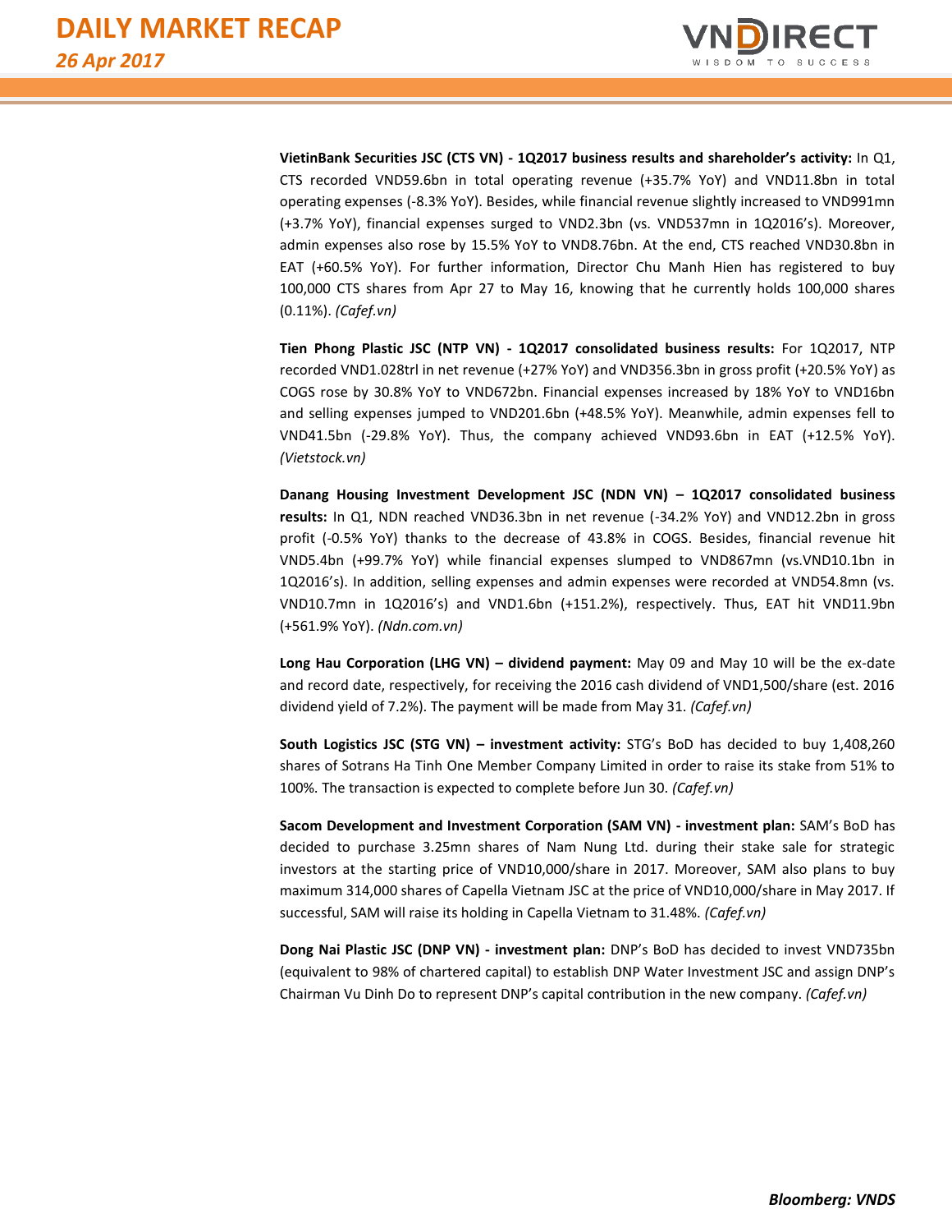**VietinBank Securities JSC (CTS VN) - 1Q2017 business results and shareholder's activity:** In Q1, CTS recorded VND59.6bn in total operating revenue (+35.7% YoY) and VND11.8bn in total operating expenses (-8.3% YoY). Besides, while financial revenue slightly increased to VND991mn (+3.7% YoY), financial expenses surged to VND2.3bn (vs. VND537mn in 1Q2016's). Moreover, admin expenses also rose by 15.5% YoY to VND8.76bn. At the end, CTS reached VND30.8bn in EAT (+60.5% YoY). For further information, Director Chu Manh Hien has registered to buy 100,000 CTS shares from Apr 27 to May 16, knowing that he currently holds 100,000 shares (0.11%). *(Cafef.vn)*

**Tien Phong Plastic JSC (NTP VN) - 1Q2017 consolidated business results:** For 1Q2017, NTP recorded VND1.028trl in net revenue (+27% YoY) and VND356.3bn in gross profit (+20.5% YoY) as COGS rose by 30.8% YoY to VND672bn. Financial expenses increased by 18% YoY to VND16bn and selling expenses jumped to VND201.6bn (+48.5% YoY). Meanwhile, admin expenses fell to VND41.5bn (-29.8% YoY). Thus, the company achieved VND93.6bn in EAT (+12.5% YoY). *(Vietstock.vn)*

**Danang Housing Investment Development JSC (NDN VN) – 1Q2017 consolidated business results:** In Q1, NDN reached VND36.3bn in net revenue (-34.2% YoY) and VND12.2bn in gross profit (-0.5% YoY) thanks to the decrease of 43.8% in COGS. Besides, financial revenue hit VND5.4bn (+99.7% YoY) while financial expenses slumped to VND867mn (vs.VND10.1bn in 1Q2016's). In addition, selling expenses and admin expenses were recorded at VND54.8mn (vs. VND10.7mn in 1Q2016's) and VND1.6bn (+151.2%), respectively. Thus, EAT hit VND11.9bn (+561.9% YoY). *(Ndn.com.vn)*

**Long Hau Corporation (LHG VN) – dividend payment:** May 09 and May 10 will be the ex-date and record date, respectively, for receiving the 2016 cash dividend of VND1,500/share (est. 2016 dividend yield of 7.2%). The payment will be made from May 31. *(Cafef.vn)*

**South Logistics JSC (STG VN) – investment activity:** STG's BoD has decided to buy 1,408,260 shares of Sotrans Ha Tinh One Member Company Limited in order to raise its stake from 51% to 100%. The transaction is expected to complete before Jun 30. *(Cafef.vn)*

**Sacom Development and Investment Corporation (SAM VN) - investment plan:** SAM's BoD has decided to purchase 3.25mn shares of Nam Nung Ltd. during their stake sale for strategic investors at the starting price of VND10,000/share in 2017. Moreover, SAM also plans to buy maximum 314,000 shares of Capella Vietnam JSC at the price of VND10,000/share in May 2017. If successful, SAM will raise its holding in Capella Vietnam to 31.48%. *(Cafef.vn)*

**Dong Nai Plastic JSC (DNP VN) - investment plan:** DNP's BoD has decided to invest VND735bn (equivalent to 98% of chartered capital) to establish DNP Water Investment JSC and assign DNP's Chairman Vu Dinh Do to represent DNP's capital contribution in the new company. *(Cafef.vn)*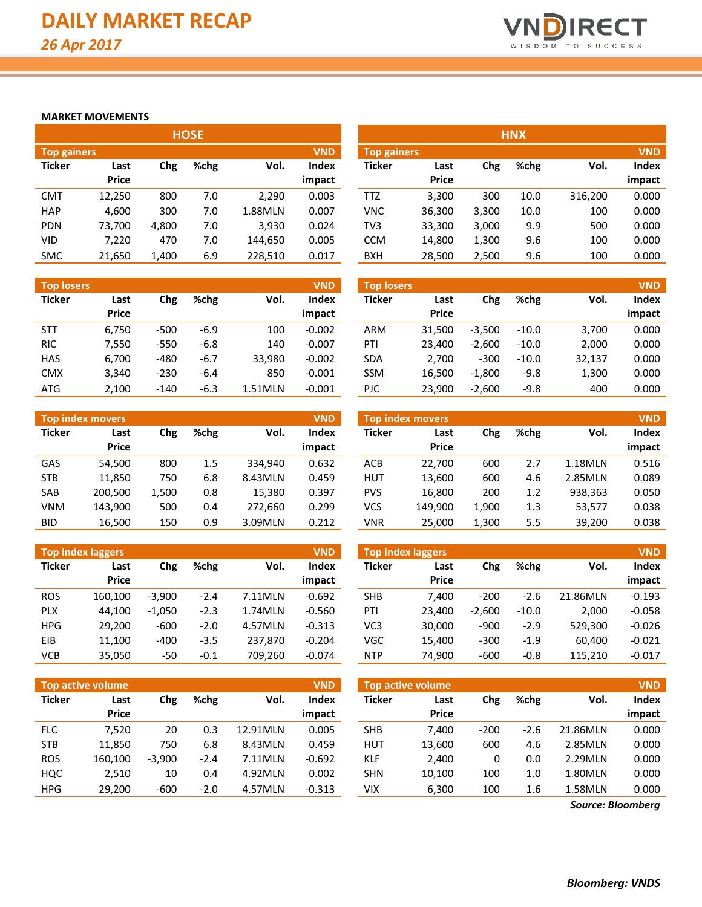# DAILY MARKET RECAP

*26 Apr 2017*

## MARKET MOVEMENTS

### HOSE

**Top gainers** (VND)

| Ticker | Last Price | Chg | %chg | Vol. | Index impact |
|---|---|---|---|---|---|
| CMT | 12,250 | 800 | 7.0 | 2,290 | 0.003 |
| HAP | 4,600 | 300 | 7.0 | 1.88MLN | 0.007 |
| PDN | 73,700 | 4,800 | 7.0 | 3,930 | 0.024 |
| VID | 7,220 | 470 | 7.0 | 144,650 | 0.005 |
| SMC | 21,650 | 1,400 | 6.9 | 228,510 | 0.017 |

**Top losers** (VND)

| Ticker | Last Price | Chg | %chg | Vol. | Index impact |
|---|---|---|---|---|---|
| STT | 6,750 | -500 | -6.9 | 100 | -0.002 |
| RIC | 7,550 | -550 | -6.8 | 140 | -0.007 |
| HAS | 6,700 | -480 | -6.7 | 33,980 | -0.002 |
| CMX | 3,340 | -230 | -6.4 | 850 | -0.001 |
| ATG | 2,100 | -140 | -6.3 | 1.51MLN | -0.001 |

**Top index movers** (VND)

| Ticker | Last Price | Chg | %chg | Vol. | Index impact |
|---|---|---|---|---|---|
| GAS | 54,500 | 800 | 1.5 | 334,940 | 0.632 |
| STB | 11,850 | 750 | 6.8 | 8.43MLN | 0.459 |
| SAB | 200,500 | 1,500 | 0.8 | 15,380 | 0.397 |
| VNM | 143,900 | 500 | 0.4 | 272,660 | 0.299 |
| BID | 16,500 | 150 | 0.9 | 3.09MLN | 0.212 |

**Top index laggers** (VND)

| Ticker | Last Price | Chg | %chg | Vol. | Index impact |
|---|---|---|---|---|---|
| ROS | 160,100 | -3,900 | -2.4 | 7.11MLN | -0.692 |
| PLX | 44,100 | -1,050 | -2.3 | 1.74MLN | -0.560 |
| HPG | 29,200 | -600 | -2.0 | 4.57MLN | -0.313 |
| EIB | 11,100 | -400 | -3.5 | 237,870 | -0.204 |
| VCB | 35,050 | -50 | -0.1 | 709,260 | -0.074 |

**Top active volume** (VND)

| Ticker | Last Price | Chg | %chg | Vol. | Index impact |
|---|---|---|---|---|---|
| FLC | 7,520 | 20 | 0.3 | 12.91MLN | 0.005 |
| STB | 11,850 | 750 | 6.8 | 8.43MLN | 0.459 |
| ROS | 160,100 | -3,900 | -2.4 | 7.11MLN | -0.692 |
| HQC | 2,510 | 10 | 0.4 | 4.92MLN | 0.002 |
| HPG | 29,200 | -600 | -2.0 | 4.57MLN | -0.313 |

### HNX

**Top gainers** (VND)

| Ticker | Last Price | Chg | %chg | Vol. | Index impact |
|---|---|---|---|---|---|
| TTZ | 3,300 | 300 | 10.0 | 316,200 | 0.000 |
| VNC | 36,300 | 3,300 | 10.0 | 100 | 0.000 |
| TV3 | 33,300 | 3,000 | 9.9 | 500 | 0.000 |
| CCM | 14,800 | 1,300 | 9.6 | 100 | 0.000 |
| BXH | 28,500 | 2,500 | 9.6 | 100 | 0.000 |

**Top losers** (VND)

| Ticker | Last Price | Chg | %chg | Vol. | Index impact |
|---|---|---|---|---|---|
| ARM | 31,500 | -3,500 | -10.0 | 3,700 | 0.000 |
| PTI | 23,400 | -2,600 | -10.0 | 2,000 | 0.000 |
| SDA | 2,700 | -300 | -10.0 | 32,137 | 0.000 |
| SSM | 16,500 | -1,800 | -9.8 | 1,300 | 0.000 |
| PJC | 23,900 | -2,600 | -9.8 | 400 | 0.000 |

**Top index movers** (VND)

| Ticker | Last Price | Chg | %chg | Vol. | Index impact |
|---|---|---|---|---|---|
| ACB | 22,700 | 600 | 2.7 | 1.18MLN | 0.516 |
| HUT | 13,600 | 600 | 4.6 | 2.85MLN | 0.089 |
| PVS | 16,800 | 200 | 1.2 | 938,363 | 0.050 |
| VCS | 149,900 | 1,900 | 1.3 | 53,577 | 0.038 |
| VNR | 25,000 | 1,300 | 5.5 | 39,200 | 0.038 |

**Top index laggers** (VND)

| Ticker | Last Price | Chg | %chg | Vol. | Index impact |
|---|---|---|---|---|---|
| SHB | 7,400 | -200 | -2.6 | 21.86MLN | -0.193 |
| PTI | 23,400 | -2,600 | -10.0 | 2,000 | -0.058 |
| VC3 | 30,000 | -900 | -2.9 | 529,300 | -0.026 |
| VGC | 15,400 | -300 | -1.9 | 60,400 | -0.021 |
| NTP | 74,900 | -600 | -0.8 | 115,210 | -0.017 |

**Top active volume** (VND)

| Ticker | Last Price | Chg | %chg | Vol. | Index impact |
|---|---|---|---|---|---|
| SHB | 7,400 | -200 | -2.6 | 21.86MLN | 0.000 |
| HUT | 13,600 | 600 | 4.6 | 2.85MLN | 0.000 |
| KLF | 2,400 | 0 | 0.0 | 2.29MLN | 0.000 |
| SHN | 10,100 | 100 | 1.0 | 1.80MLN | 0.000 |
| VIX | 6,300 | 100 | 1.6 | 1.58MLN | 0.000 |

*Source: Bloomberg*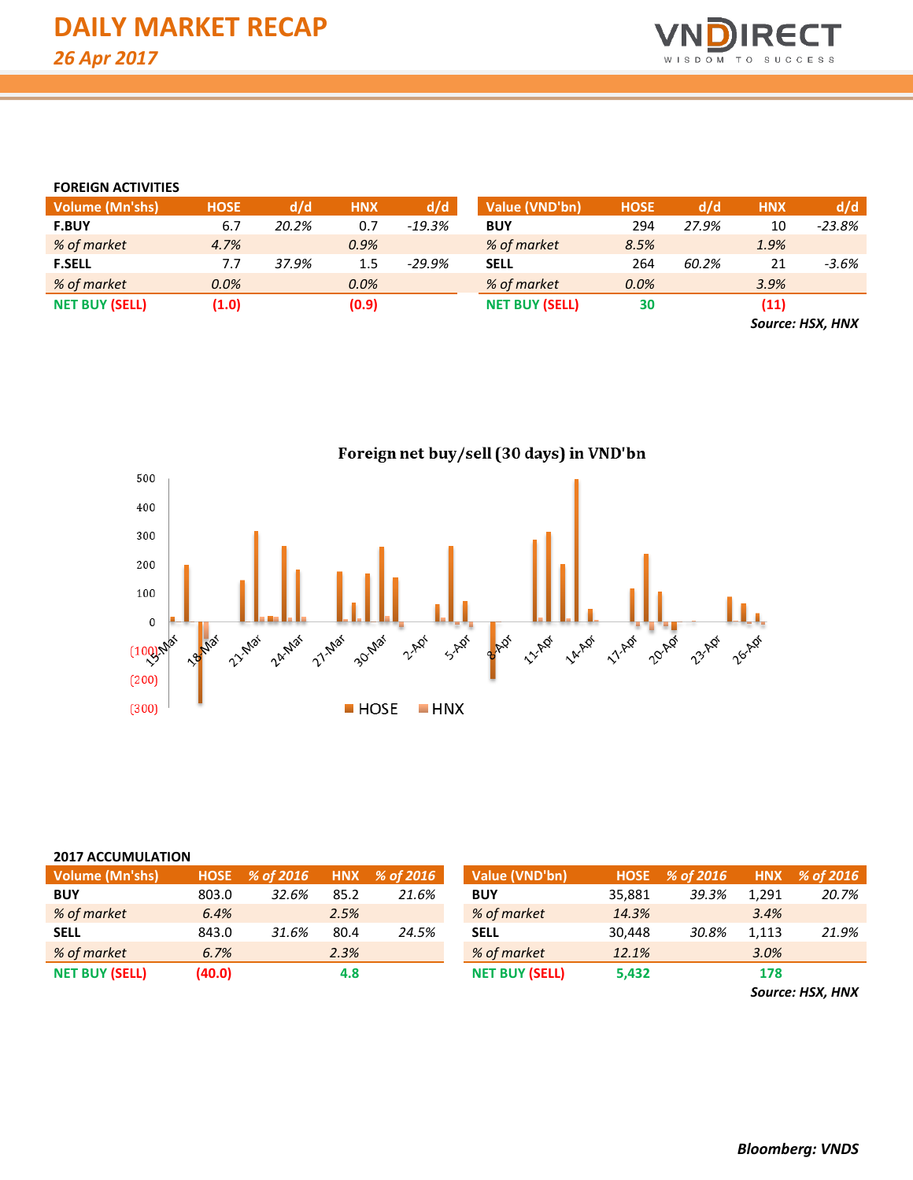# DAILY MARKET RECAP

*26 Apr 2017*

### FOREIGN ACTIVITIES

| Volume (Mn'shs) | HOSE | d/d | HNX | d/d |
|---|---|---|---|---|
| **F.BUY** | 6.7 | *20.2%* | 0.7 | *-19.3%* |
| *% of market* | *4.7%* | | *0.9%* | |
| **F.SELL** | 7.7 | *37.9%* | 1.5 | *-29.9%* |
| *% of market* | *0.0%* | | *0.0%* | |
| **NET BUY (SELL)** | **(1.0)** | | **(0.9)** | |

| Value (VND'bn) | HOSE | d/d | HNX | d/d |
|---|---|---|---|---|
| **BUY** | 294 | *27.9%* | 10 | *-23.8%* |
| *% of market* | *8.5%* | | *1.9%* | |
| **SELL** | 264 | *60.2%* | 21 | *-3.6%* |
| *% of market* | *0.0%* | | *3.9%* | |
| **NET BUY (SELL)** | **30** | | **(11)** | |

***Source: HSX, HNX***

**Foreign net buy/sell (30 days) in VND'bn**

### 2017 ACCUMULATION

| Volume (Mn'shs) | HOSE | % of 2016 | HNX | % of 2016 |
|---|---|---|---|---|
| **BUY** | 803.0 | *32.6%* | 85.2 | *21.6%* |
| *% of market* | *6.4%* | | *2.5%* | |
| **SELL** | 843.0 | *31.6%* | 80.4 | *24.5%* |
| *% of market* | *6.7%* | | *2.3%* | |
| **NET BUY (SELL)** | **(40.0)** | | **4.8** | |

| Value (VND'bn) | HOSE | % of 2016 | HNX | % of 2016 |
|---|---|---|---|---|
| **BUY** | 35,881 | *39.3%* | 1,291 | *20.7%* |
| *% of market* | *14.3%* | | *3.4%* | |
| **SELL** | 30,448 | *30.8%* | 1,113 | *21.9%* |
| *% of market* | *12.1%* | | *3.0%* | |
| **NET BUY (SELL)** | **5,432** | | **178** | |

***Source: HSX, HNX***

***Bloomberg: VNDS***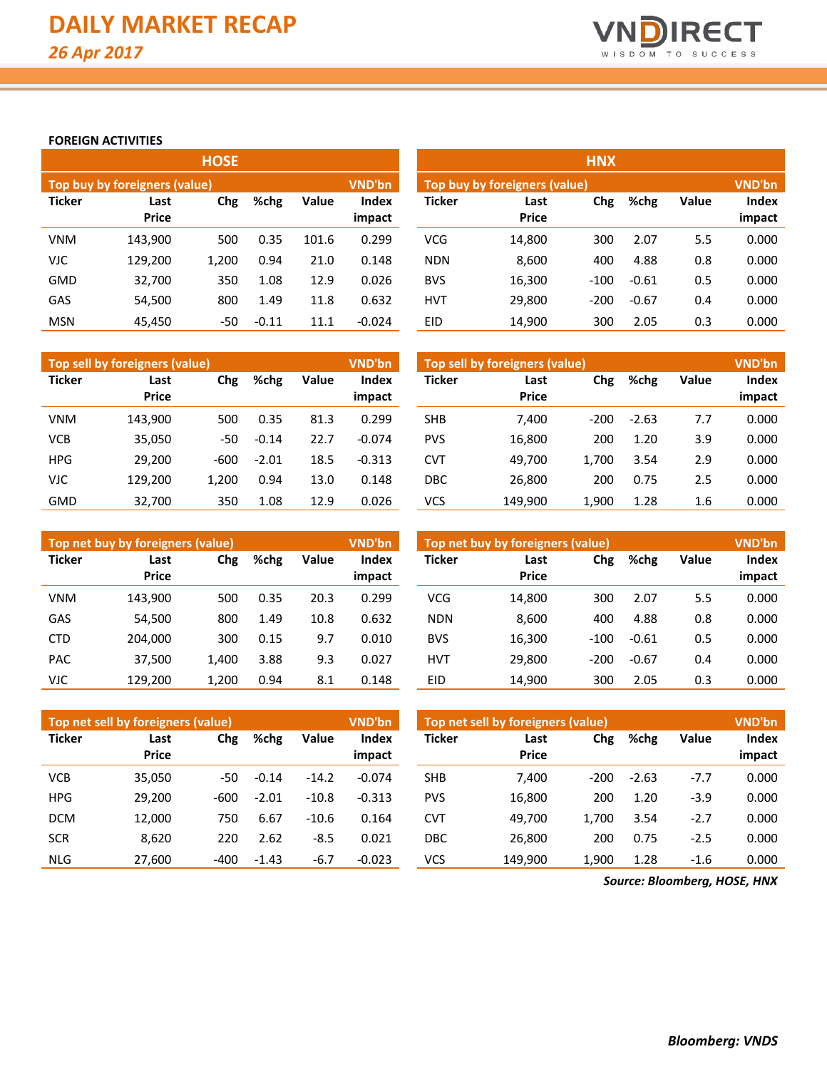# DAILY MARKET RECAP

*26 Apr 2017*

**FOREIGN ACTIVITIES**

## HOSE

| Top buy by foreigners (value) | | | | | VND'bn |
|---|---|---|---|---|---|
| **Ticker** | **Last Price** | **Chg** | **%chg** | **Value** | **Index impact** |
| VNM | 143,900 | 500 | 0.35 | 101.6 | 0.299 |
| VJC | 129,200 | 1,200 | 0.94 | 21.0 | 0.148 |
| GMD | 32,700 | 350 | 1.08 | 12.9 | 0.026 |
| GAS | 54,500 | 800 | 1.49 | 11.8 | 0.632 |
| MSN | 45,450 | -50 | -0.11 | 11.1 | -0.024 |

| Top sell by foreigners (value) | | | | | VND'bn |
|---|---|---|---|---|---|
| **Ticker** | **Last Price** | **Chg** | **%chg** | **Value** | **Index impact** |
| VNM | 143,900 | 500 | 0.35 | 81.3 | 0.299 |
| VCB | 35,050 | -50 | -0.14 | 22.7 | -0.074 |
| HPG | 29,200 | -600 | -2.01 | 18.5 | -0.313 |
| VJC | 129,200 | 1,200 | 0.94 | 13.0 | 0.148 |
| GMD | 32,700 | 350 | 1.08 | 12.9 | 0.026 |

| Top net buy by foreigners (value) | | | | | VND'bn |
|---|---|---|---|---|---|
| **Ticker** | **Last Price** | **Chg** | **%chg** | **Value** | **Index impact** |
| VNM | 143,900 | 500 | 0.35 | 20.3 | 0.299 |
| GAS | 54,500 | 800 | 1.49 | 10.8 | 0.632 |
| CTD | 204,000 | 300 | 0.15 | 9.7 | 0.010 |
| PAC | 37,500 | 1,400 | 3.88 | 9.3 | 0.027 |
| VJC | 129,200 | 1,200 | 0.94 | 8.1 | 0.148 |

| Top net sell by foreigners (value) | | | | | VND'bn |
|---|---|---|---|---|---|
| **Ticker** | **Last Price** | **Chg** | **%chg** | **Value** | **Index impact** |
| VCB | 35,050 | -50 | -0.14 | -14.2 | -0.074 |
| HPG | 29,200 | -600 | -2.01 | -10.8 | -0.313 |
| DCM | 12,000 | 750 | 6.67 | -10.6 | 0.164 |
| SCR | 8,620 | 220 | 2.62 | -8.5 | 0.021 |
| NLG | 27,600 | -400 | -1.43 | -6.7 | -0.023 |

## HNX

| Top buy by foreigners (value) | | | | | VND'bn |
|---|---|---|---|---|---|
| **Ticker** | **Last Price** | **Chg** | **%chg** | **Value** | **Index impact** |
| VCG | 14,800 | 300 | 2.07 | 5.5 | 0.000 |
| NDN | 8,600 | 400 | 4.88 | 0.8 | 0.000 |
| BVS | 16,300 | -100 | -0.61 | 0.5 | 0.000 |
| HVT | 29,800 | -200 | -0.67 | 0.4 | 0.000 |
| EID | 14,900 | 300 | 2.05 | 0.3 | 0.000 |

| Top sell by foreigners (value) | | | | | VND'bn |
|---|---|---|---|---|---|
| **Ticker** | **Last Price** | **Chg** | **%chg** | **Value** | **Index impact** |
| SHB | 7,400 | -200 | -2.63 | 7.7 | 0.000 |
| PVS | 16,800 | 200 | 1.20 | 3.9 | 0.000 |
| CVT | 49,700 | 1,700 | 3.54 | 2.9 | 0.000 |
| DBC | 26,800 | 200 | 0.75 | 2.5 | 0.000 |
| VCS | 149,900 | 1,900 | 1.28 | 1.6 | 0.000 |

| Top net buy by foreigners (value) | | | | | VND'bn |
|---|---|---|---|---|---|
| **Ticker** | **Last Price** | **Chg** | **%chg** | **Value** | **Index impact** |
| VCG | 14,800 | 300 | 2.07 | 5.5 | 0.000 |
| NDN | 8,600 | 400 | 4.88 | 0.8 | 0.000 |
| BVS | 16,300 | -100 | -0.61 | 0.5 | 0.000 |
| HVT | 29,800 | -200 | -0.67 | 0.4 | 0.000 |
| EID | 14,900 | 300 | 2.05 | 0.3 | 0.000 |

| Top net sell by foreigners (value) | | | | | VND'bn |
|---|---|---|---|---|---|
| **Ticker** | **Last Price** | **Chg** | **%chg** | **Value** | **Index impact** |
| SHB | 7,400 | -200 | -2.63 | -7.7 | 0.000 |
| PVS | 16,800 | 200 | 1.20 | -3.9 | 0.000 |
| CVT | 49,700 | 1,700 | 3.54 | -2.7 | 0.000 |
| DBC | 26,800 | 200 | 0.75 | -2.5 | 0.000 |
| VCS | 149,900 | 1,900 | 1.28 | -1.6 | 0.000 |

***Source: Bloomberg, HOSE, HNX***

***Bloomberg: VNDS***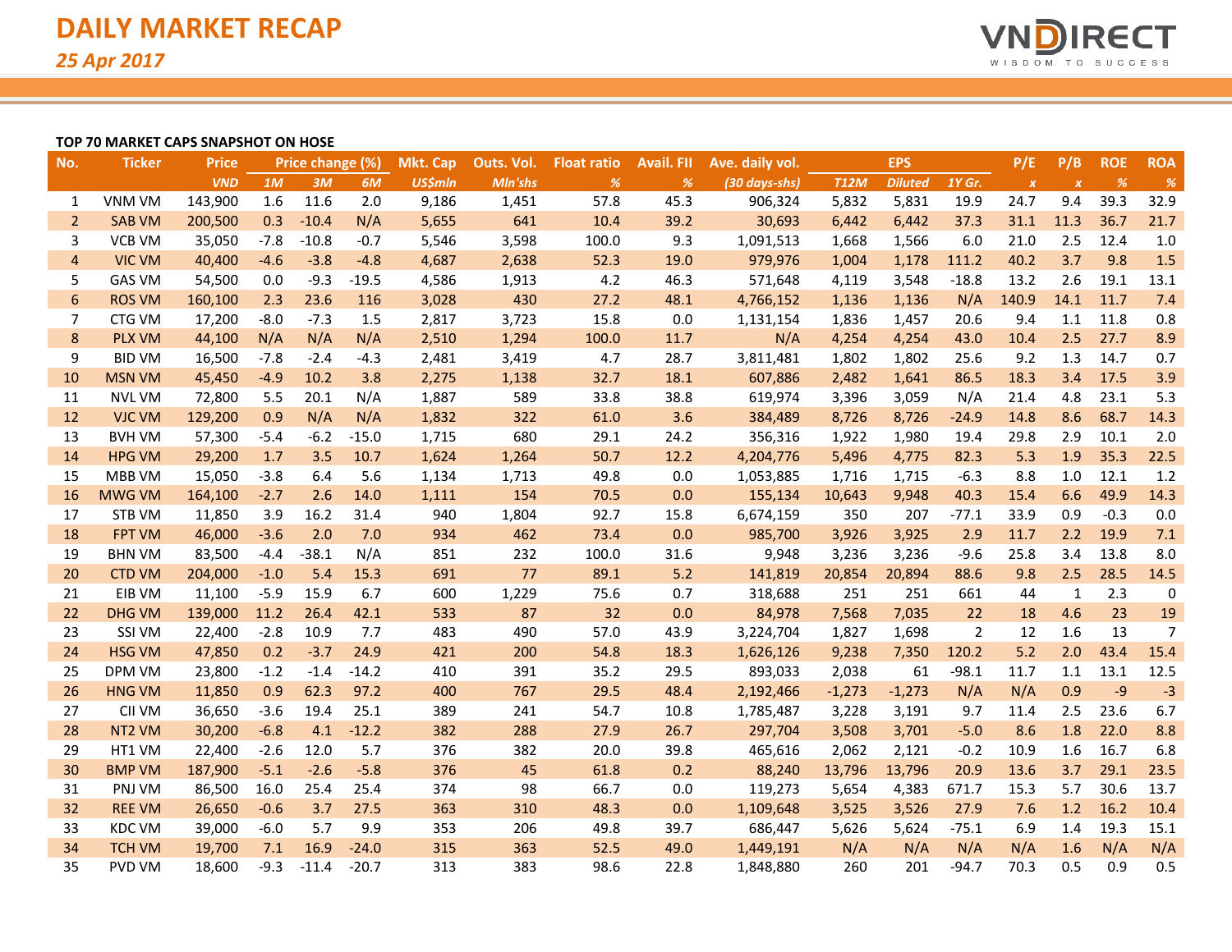# DAILY MARKET RECAP

*25 Apr 2017*

### TOP 70 MARKET CAPS SNAPSHOT ON HOSE

| No. | Ticker | Price | Price change (%) | | | Mkt. Cap | Outs. Vol. | Float ratio | Avail. FII | Ave. daily vol. | EPS | | | P/E | P/B | ROE | ROA |
|---|---|---|---|---|---|---|---|---|---|---|---|---|---|---|---|---|---|
| | | *VND* | *1M* | *3M* | *6M* | *US$mln* | *Mln'shs* | *%* | *%* | *(30 days-shs)* | *T12M* | *Diluted* | *1Y Gr.* | *x* | *x* | *%* | *%* |
| 1 | VNM VM | 143,900 | 1.6 | 11.6 | 2.0 | 9,186 | 1,451 | 57.8 | 45.3 | 906,324 | 5,832 | 5,831 | 19.9 | 24.7 | 9.4 | 39.3 | 32.9 |
| 2 | SAB VM | 200,500 | 0.3 | -10.4 | N/A | 5,655 | 641 | 10.4 | 39.2 | 30,693 | 6,442 | 6,442 | 37.3 | 31.1 | 11.3 | 36.7 | 21.7 |
| 3 | VCB VM | 35,050 | -7.8 | -10.8 | -0.7 | 5,546 | 3,598 | 100.0 | 9.3 | 1,091,513 | 1,668 | 1,566 | 6.0 | 21.0 | 2.5 | 12.4 | 1.0 |
| 4 | VIC VM | 40,400 | -4.6 | -3.8 | -4.8 | 4,687 | 2,638 | 52.3 | 19.0 | 979,976 | 1,004 | 1,178 | 111.2 | 40.2 | 3.7 | 9.8 | 1.5 |
| 5 | GAS VM | 54,500 | 0.0 | -9.3 | -19.5 | 4,586 | 1,913 | 4.2 | 46.3 | 571,648 | 4,119 | 3,548 | -18.8 | 13.2 | 2.6 | 19.1 | 13.1 |
| 6 | ROS VM | 160,100 | 2.3 | 23.6 | 116 | 3,028 | 430 | 27.2 | 48.1 | 4,766,152 | 1,136 | 1,136 | N/A | 140.9 | 14.1 | 11.7 | 7.4 |
| 7 | CTG VM | 17,200 | -8.0 | -7.3 | 1.5 | 2,817 | 3,723 | 15.8 | 0.0 | 1,131,154 | 1,836 | 1,457 | 20.6 | 9.4 | 1.1 | 11.8 | 0.8 |
| 8 | PLX VM | 44,100 | N/A | N/A | N/A | 2,510 | 1,294 | 100.0 | 11.7 | N/A | 4,254 | 4,254 | 43.0 | 10.4 | 2.5 | 27.7 | 8.9 |
| 9 | BID VM | 16,500 | -7.8 | -2.4 | -4.3 | 2,481 | 3,419 | 4.7 | 28.7 | 3,811,481 | 1,802 | 1,802 | 25.6 | 9.2 | 1.3 | 14.7 | 0.7 |
| 10 | MSN VM | 45,450 | -4.9 | 10.2 | 3.8 | 2,275 | 1,138 | 32.7 | 18.1 | 607,886 | 2,482 | 1,641 | 86.5 | 18.3 | 3.4 | 17.5 | 3.9 |
| 11 | NVL VM | 72,800 | 5.5 | 20.1 | N/A | 1,887 | 589 | 33.8 | 38.8 | 619,974 | 3,396 | 3,059 | N/A | 21.4 | 4.8 | 23.1 | 5.3 |
| 12 | VJC VM | 129,200 | 0.9 | N/A | N/A | 1,832 | 322 | 61.0 | 3.6 | 384,489 | 8,726 | 8,726 | -24.9 | 14.8 | 8.6 | 68.7 | 14.3 |
| 13 | BVH VM | 57,300 | -5.4 | -6.2 | -15.0 | 1,715 | 680 | 29.1 | 24.2 | 356,316 | 1,922 | 1,980 | 19.4 | 29.8 | 2.9 | 10.1 | 2.0 |
| 14 | HPG VM | 29,200 | 1.7 | 3.5 | 10.7 | 1,624 | 1,264 | 50.7 | 12.2 | 4,204,776 | 5,496 | 4,775 | 82.3 | 5.3 | 1.9 | 35.3 | 22.5 |
| 15 | MBB VM | 15,050 | -3.8 | 6.4 | 5.6 | 1,134 | 1,713 | 49.8 | 0.0 | 1,053,885 | 1,716 | 1,715 | -6.3 | 8.8 | 1.0 | 12.1 | 1.2 |
| 16 | MWG VM | 164,100 | -2.7 | 2.6 | 14.0 | 1,111 | 154 | 70.5 | 0.0 | 155,134 | 10,643 | 9,948 | 40.3 | 15.4 | 6.6 | 49.9 | 14.3 |
| 17 | STB VM | 11,850 | 3.9 | 16.2 | 31.4 | 940 | 1,804 | 92.7 | 15.8 | 6,674,159 | 350 | 207 | -77.1 | 33.9 | 0.9 | -0.3 | 0.0 |
| 18 | FPT VM | 46,000 | -3.6 | 2.0 | 7.0 | 934 | 462 | 73.4 | 0.0 | 985,700 | 3,926 | 3,925 | 2.9 | 11.7 | 2.2 | 19.9 | 7.1 |
| 19 | BHN VM | 83,500 | -4.4 | -38.1 | N/A | 851 | 232 | 100.0 | 31.6 | 9,948 | 3,236 | 3,236 | -9.6 | 25.8 | 3.4 | 13.8 | 8.0 |
| 20 | CTD VM | 204,000 | -1.0 | 5.4 | 15.3 | 691 | 77 | 89.1 | 5.2 | 141,819 | 20,854 | 20,894 | 88.6 | 9.8 | 2.5 | 28.5 | 14.5 |
| 21 | EIB VM | 11,100 | -5.9 | 15.9 | 6.7 | 600 | 1,229 | 75.6 | 0.7 | 318,688 | 251 | 251 | 661 | 44 | 1 | 2.3 | 0 |
| 22 | DHG VM | 139,000 | 11.2 | 26.4 | 42.1 | 533 | 87 | 32 | 0.0 | 84,978 | 7,568 | 7,035 | 22 | 18 | 4.6 | 23 | 19 |
| 23 | SSI VM | 22,400 | -2.8 | 10.9 | 7.7 | 483 | 490 | 57.0 | 43.9 | 3,224,704 | 1,827 | 1,698 | 2 | 12 | 1.6 | 13 | 7 |
| 24 | HSG VM | 47,850 | 0.2 | -3.7 | 24.9 | 421 | 200 | 54.8 | 18.3 | 1,626,126 | 9,238 | 7,350 | 120.2 | 5.2 | 2.0 | 43.4 | 15.4 |
| 25 | DPM VM | 23,800 | -1.2 | -1.4 | -14.2 | 410 | 391 | 35.2 | 29.5 | 893,033 | 2,038 | 61 | -98.1 | 11.7 | 1.1 | 13.1 | 12.5 |
| 26 | HNG VM | 11,850 | 0.9 | 62.3 | 97.2 | 400 | 767 | 29.5 | 48.4 | 2,192,466 | -1,273 | -1,273 | N/A | N/A | 0.9 | -9 | -3 |
| 27 | CII VM | 36,650 | -3.6 | 19.4 | 25.1 | 389 | 241 | 54.7 | 10.8 | 1,785,487 | 3,228 | 3,191 | 9.7 | 11.4 | 2.5 | 23.6 | 6.7 |
| 28 | NT2 VM | 30,200 | -6.8 | 4.1 | -12.2 | 382 | 288 | 27.9 | 26.7 | 297,704 | 3,508 | 3,701 | -5.0 | 8.6 | 1.8 | 22.0 | 8.8 |
| 29 | HT1 VM | 22,400 | -2.6 | 12.0 | 5.7 | 376 | 382 | 20.0 | 39.8 | 465,616 | 2,062 | 2,121 | -0.2 | 10.9 | 1.6 | 16.7 | 6.8 |
| 30 | BMP VM | 187,900 | -5.1 | -2.6 | -5.8 | 376 | 45 | 61.8 | 0.2 | 88,240 | 13,796 | 13,796 | 20.9 | 13.6 | 3.7 | 29.1 | 23.5 |
| 31 | PNJ VM | 86,650 | 16.0 | 25.4 | 25.4 | 374 | 98 | 66.7 | 0.0 | 119,273 | 5,654 | 4,383 | 671.7 | 15.3 | 5.7 | 30.6 | 13.7 |
| 32 | REE VM | 26,650 | -0.6 | 3.7 | 27.5 | 363 | 310 | 48.3 | 0.0 | 1,109,648 | 3,525 | 3,526 | 27.9 | 7.6 | 1.2 | 16.2 | 10.4 |
| 33 | KDC VM | 39,000 | -6.0 | 5.7 | 9.9 | 353 | 206 | 49.8 | 39.7 | 686,447 | 5,626 | 5,624 | -75.1 | 6.9 | 1.4 | 19.3 | 15.1 |
| 34 | TCH VM | 19,700 | 7.1 | 16.9 | -24.0 | 315 | 363 | 52.5 | 49.0 | 1,449,191 | N/A | N/A | N/A | N/A | 1.6 | N/A | N/A |
| 35 | PVD VM | 18,600 | -9.3 | -11.4 | -20.7 | 313 | 383 | 98.6 | 22.8 | 1,848,880 | 260 | 201 | -94.7 | 70.3 | 0.5 | 0.9 | 0.5 |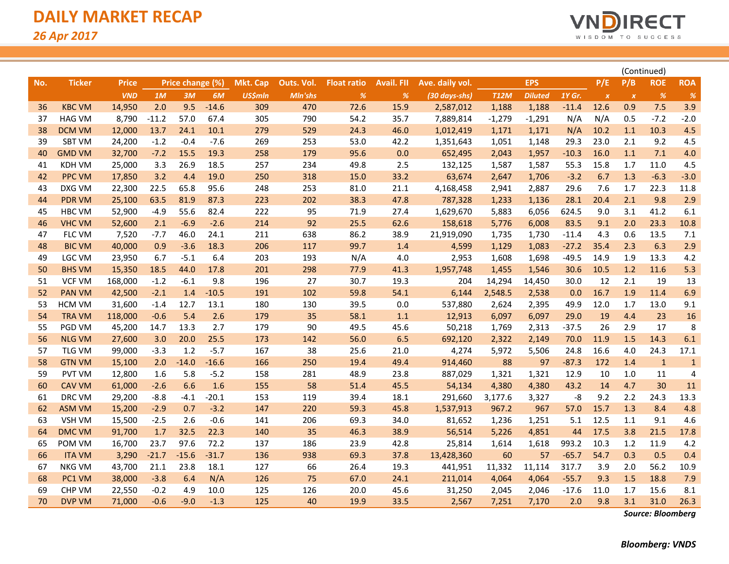# DAILY MARKET RECAP

*26 Apr 2017*

(Continued)

| No. | Ticker | Price | Price change (%) | | | Mkt. Cap | Outs. Vol. | Float ratio | Avail. FII | Ave. daily vol. | EPS | | | P/E | P/B | ROE | ROA |
|---|---|---|---|---|---|---|---|---|---|---|---|---|---|---|---|---|---|
| | | *VND* | *1M* | *3M* | *6M* | *US$mln* | *Mln'shs* | *%* | *%* | *(30 days-shs)* | *T12M* | *Diluted* | *1Y Gr.* | *x* | *x* | *%* | *%* |
| 36 | KBC VM | 14,950 | 2.0 | 9.5 | -14.6 | 309 | 470 | 72.6 | 15.9 | 2,587,012 | 1,188 | 1,188 | -11.4 | 12.6 | 0.9 | 7.5 | 3.9 |
| 37 | HAG VM | 8,790 | -11.2 | 57.0 | 67.4 | 305 | 790 | 54.2 | 35.7 | 7,889,814 | -1,279 | -1,291 | N/A | N/A | 0.5 | -7.2 | -2.0 |
| 38 | DCM VM | 12,000 | 13.7 | 24.1 | 10.1 | 279 | 529 | 24.3 | 46.0 | 1,012,419 | 1,171 | 1,171 | N/A | 10.2 | 1.1 | 10.3 | 4.5 |
| 39 | SBT VM | 24,200 | -1.2 | -0.4 | -7.6 | 269 | 253 | 53.0 | 42.2 | 1,351,643 | 1,051 | 1,148 | 29.3 | 23.0 | 2.1 | 9.2 | 4.5 |
| 40 | GMD VM | 32,700 | -7.2 | 15.5 | 19.3 | 258 | 179 | 95.6 | 0.0 | 652,495 | 2,043 | 1,957 | -10.3 | 16.0 | 1.1 | 7.1 | 4.0 |
| 41 | KDH VM | 25,000 | 3.3 | 26.9 | 18.5 | 257 | 234 | 49.8 | 2.5 | 132,125 | 1,587 | 1,587 | 55.3 | 15.8 | 1.7 | 11.0 | 4.5 |
| 42 | PPC VM | 17,850 | 3.2 | 4.4 | 19.0 | 250 | 318 | 15.0 | 33.2 | 63,674 | 2,647 | 1,706 | -3.2 | 6.7 | 1.3 | -6.3 | -3.0 |
| 43 | DXG VM | 22,300 | 22.5 | 65.8 | 95.6 | 248 | 253 | 81.0 | 21.1 | 4,168,458 | 2,941 | 2,887 | 29.6 | 7.6 | 1.7 | 22.3 | 11.8 |
| 44 | PDR VM | 25,100 | 63.5 | 81.9 | 87.3 | 223 | 202 | 38.3 | 47.8 | 787,328 | 1,233 | 1,136 | 28.1 | 20.4 | 2.1 | 9.8 | 2.9 |
| 45 | HBC VM | 52,900 | -4.9 | 55.6 | 82.4 | 222 | 95 | 71.9 | 27.4 | 1,629,670 | 5,883 | 6,056 | 624.5 | 9.0 | 3.1 | 41.2 | 6.1 |
| 46 | VHC VM | 52,600 | 2.1 | -6.9 | -2.6 | 214 | 92 | 25.5 | 62.6 | 158,618 | 5,776 | 6,008 | 83.5 | 9.1 | 2.0 | 23.3 | 10.8 |
| 47 | FLC VM | 7,520 | -7.7 | 46.0 | 24.1 | 211 | 638 | 86.2 | 38.9 | 21,919,090 | 1,735 | 1,730 | -11.4 | 4.3 | 0.6 | 13.5 | 7.1 |
| 48 | BIC VM | 40,000 | 0.9 | -3.6 | 18.3 | 206 | 117 | 99.7 | 1.4 | 4,599 | 1,129 | 1,083 | -27.2 | 35.4 | 2.3 | 6.3 | 2.9 |
| 49 | LGC VM | 23,950 | 6.7 | -5.1 | 6.4 | 203 | 193 | N/A | 4.0 | 2,953 | 1,608 | 1,698 | -49.5 | 14.9 | 1.9 | 13.3 | 4.2 |
| 50 | BHS VM | 15,350 | 18.5 | 44.0 | 17.8 | 201 | 298 | 77.9 | 41.3 | 1,957,748 | 1,455 | 1,546 | 30.6 | 10.5 | 1.2 | 11.6 | 5.3 |
| 51 | VCF VM | 168,000 | -1.2 | -6.1 | 9.8 | 196 | 27 | 30.7 | 19.3 | 204 | 14,294 | 14,450 | 30.0 | 12 | 2.1 | 19 | 13 |
| 52 | PAN VM | 42,500 | -2.1 | 1.4 | -10.5 | 191 | 102 | 59.8 | 54.1 | 6,144 | 2,548.5 | 2,538 | 0.0 | 16.7 | 1.9 | 11.4 | 6.9 |
| 53 | HCM VM | 31,600 | -1.4 | 12.7 | 13.1 | 180 | 130 | 39.5 | 0.0 | 537,880 | 2,624 | 2,395 | 49.9 | 12.0 | 1.7 | 13.0 | 9.1 |
| 54 | TRA VM | 118,000 | -0.6 | 5.4 | 2.6 | 179 | 35 | 58.1 | 1.1 | 12,913 | 6,097 | 6,097 | 29.0 | 19 | 4.4 | 23 | 16 |
| 55 | PGD VM | 45,200 | 14.7 | 13.3 | 2.7 | 179 | 90 | 49.5 | 45.6 | 50,218 | 1,769 | 2,313 | -37.5 | 26 | 2.9 | 17 | 8 |
| 56 | NLG VM | 27,600 | 3.0 | 20.0 | 25.5 | 173 | 142 | 56.0 | 6.5 | 692,120 | 2,322 | 2,149 | 70.0 | 11.9 | 1.5 | 14.3 | 6.1 |
| 57 | TLG VM | 99,000 | -3.3 | 1.2 | -5.7 | 167 | 38 | 25.6 | 21.0 | 4,274 | 5,972 | 5,506 | 24.8 | 16.6 | 4.0 | 24.3 | 17.1 |
| 58 | GTN VM | 15,100 | 2.0 | -14.0 | -16.6 | 166 | 250 | 19.4 | 49.4 | 914,460 | 88 | 97 | -87.3 | 172 | 1.4 | 1 | 1 |
| 59 | PVT VM | 12,800 | 1.6 | 5.8 | -5.2 | 158 | 281 | 48.9 | 23.8 | 887,029 | 1,321 | 1,321 | 12.9 | 10 | 1.0 | 11 | 4 |
| 60 | CAV VM | 61,000 | -2.6 | 6.6 | 1.6 | 155 | 58 | 51.4 | 45.5 | 54,134 | 4,380 | 4,380 | 43.2 | 14 | 4.7 | 30 | 11 |
| 61 | DRC VM | 29,200 | -8.8 | -4.1 | -20.1 | 153 | 119 | 39.4 | 18.1 | 291,660 | 3,177.6 | 3,327 | -8 | 9.2 | 2.2 | 24.3 | 13.3 |
| 62 | ASM VM | 15,200 | -2.9 | 0.7 | -3.2 | 147 | 220 | 59.3 | 45.8 | 1,537,913 | 967.2 | 967 | 57.0 | 15.7 | 1.3 | 8.4 | 4.8 |
| 63 | VSH VM | 15,500 | -2.5 | 2.6 | -0.6 | 141 | 206 | 69.3 | 34.0 | 81,652 | 1,236 | 1,251 | 5.1 | 12.5 | 1.1 | 9.1 | 4.6 |
| 64 | DMC VM | 91,700 | 1.7 | 32.5 | 22.3 | 140 | 35 | 46.3 | 38.9 | 56,514 | 5,226 | 4,851 | 44 | 17.5 | 3.8 | 21.5 | 17.8 |
| 65 | POM VM | 16,700 | 23.7 | 97.6 | 72.2 | 137 | 186 | 23.9 | 42.8 | 25,814 | 1,614 | 1,618 | 993.2 | 10.3 | 1.2 | 11.9 | 4.2 |
| 66 | ITA VM | 3,290 | -21.7 | -15.6 | -31.7 | 136 | 938 | 69.3 | 37.8 | 13,428,360 | 60 | 57 | -65.7 | 54.7 | 0.3 | 0.5 | 0.4 |
| 67 | NKG VM | 43,700 | 21.1 | 23.8 | 18.1 | 127 | 66 | 26.4 | 19.3 | 441,951 | 11,332 | 11,114 | 317.7 | 3.9 | 2.0 | 56.2 | 10.9 |
| 68 | PC1 VM | 38,000 | -3.8 | 6.4 | N/A | 126 | 75 | 67.0 | 24.1 | 211,014 | 4,064 | 4,064 | -55.7 | 9.3 | 1.5 | 18.8 | 7.9 |
| 69 | CHP VM | 22,550 | -0.2 | 4.9 | 10.0 | 125 | 126 | 20.0 | 45.6 | 31,250 | 2,045 | 2,046 | -17.6 | 11.0 | 1.7 | 15.6 | 8.1 |
| 70 | DVP VM | 71,000 | -0.6 | -9.0 | -1.3 | 125 | 40 | 19.9 | 33.5 | 2,567 | 7,251 | 7,170 | 2.0 | 9.8 | 3.1 | 31.0 | 26.3 |

***Source: Bloomberg***

***Bloomberg: VNDS***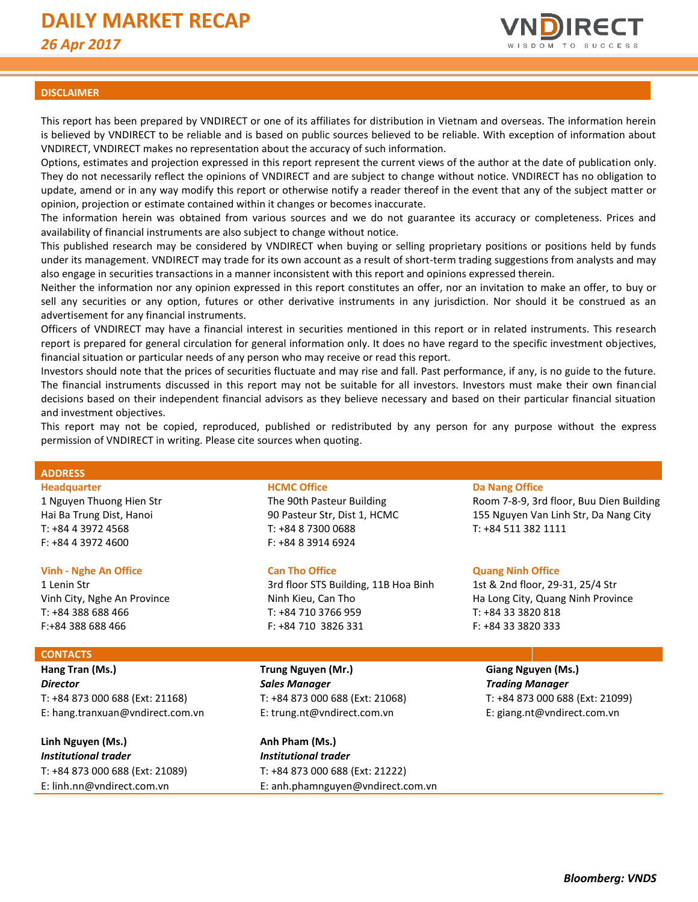## DISCLAIMER

This report has been prepared by VNDIRECT or one of its affiliates for distribution in Vietnam and overseas. The information herein is believed by VNDIRECT to be reliable and is based on public sources believed to be reliable. With exception of information about VNDIRECT, VNDIRECT makes no representation about the accuracy of such information.

Options, estimates and projection expressed in this report represent the current views of the author at the date of publication only. They do not necessarily reflect the opinions of VNDIRECT and are subject to change without notice. VNDIRECT has no obligation to update, amend or in any way modify this report or otherwise notify a reader thereof in the event that any of the subject matter or opinion, projection or estimate contained within it changes or becomes inaccurate.

The information herein was obtained from various sources and we do not guarantee its accuracy or completeness. Prices and availability of financial instruments are also subject to change without notice.

This published research may be considered by VNDIRECT when buying or selling proprietary positions or positions held by funds under its management. VNDIRECT may trade for its own account as a result of short-term trading suggestions from analysts and may also engage in securities transactions in a manner inconsistent with this report and opinions expressed therein.

Neither the information nor any opinion expressed in this report constitutes an offer, nor an invitation to make an offer, to buy or sell any securities or any option, futures or other derivative instruments in any jurisdiction. Nor should it be construed as an advertisement for any financial instruments.

Officers of VNDIRECT may have a financial interest in securities mentioned in this report or in related instruments. This research report is prepared for general circulation for general information only. It does no have regard to the specific investment objectives, financial situation or particular needs of any person who may receive or read this report.

Investors should note that the prices of securities fluctuate and may rise and fall. Past performance, if any, is no guide to the future. The financial instruments discussed in this report may not be suitable for all investors. Investors must make their own financial decisions based on their independent financial advisors as they believe necessary and based on their particular financial situation and investment objectives.

This report may not be copied, reproduced, published or redistributed by any person for any purpose without the express permission of VNDIRECT in writing. Please cite sources when quoting.

## ADDRESS

**Headquarter**
1 Nguyen Thuong Hien Str
Hai Ba Trung Dist, Hanoi
T: +84 4 3972 4568
F: +84 4 3972 4600

**HCMC Office**
The 90th Pasteur Building
90 Pasteur Str, Dist 1, HCMC
T: +84 8 7300 0688
F: +84 8 3914 6924

**Da Nang Office**
Room 7-8-9, 3rd floor, Buu Dien Building
155 Nguyen Van Linh Str, Da Nang City
T: +84 511 382 1111

**Vinh - Nghe An Office**
1 Lenin Str
Vinh City, Nghe An Province
T: +84 388 688 466
F:+84 388 688 466

**Can Tho Office**
3rd floor STS Building, 11B Hoa Binh
Ninh Kieu, Can Tho
T: +84 710 3766 959
F: +84 710 3826 331

**Quang Ninh Office**
1st & 2nd floor, 29-31, 25/4 Str
Ha Long City, Quang Ninh Province
T: +84 33 3820 818
F: +84 33 3820 333

## CONTACTS

**Hang Tran (Ms.)**
*Director*
T: +84 873 000 688 (Ext: 21168)
E: hang.tranxuan@vndirect.com.vn

**Trung Nguyen (Mr.)**
*Sales Manager*
T: +84 873 000 688 (Ext: 21068)
E: trung.nt@vndirect.com.vn

**Giang Nguyen (Ms.)**
*Trading Manager*
T: +84 873 000 688 (Ext: 21099)
E: giang.nt@vndirect.com.vn

**Linh Nguyen (Ms.)**
*Institutional trader*
T: +84 873 000 688 (Ext: 21089)
E: linh.nn@vndirect.com.vn

**Anh Pham (Ms.)**
*Institutional trader*
T: +84 873 000 688 (Ext: 21222)
E: anh.phamnguyen@vndirect.com.vn

***Bloomberg: VNDS***